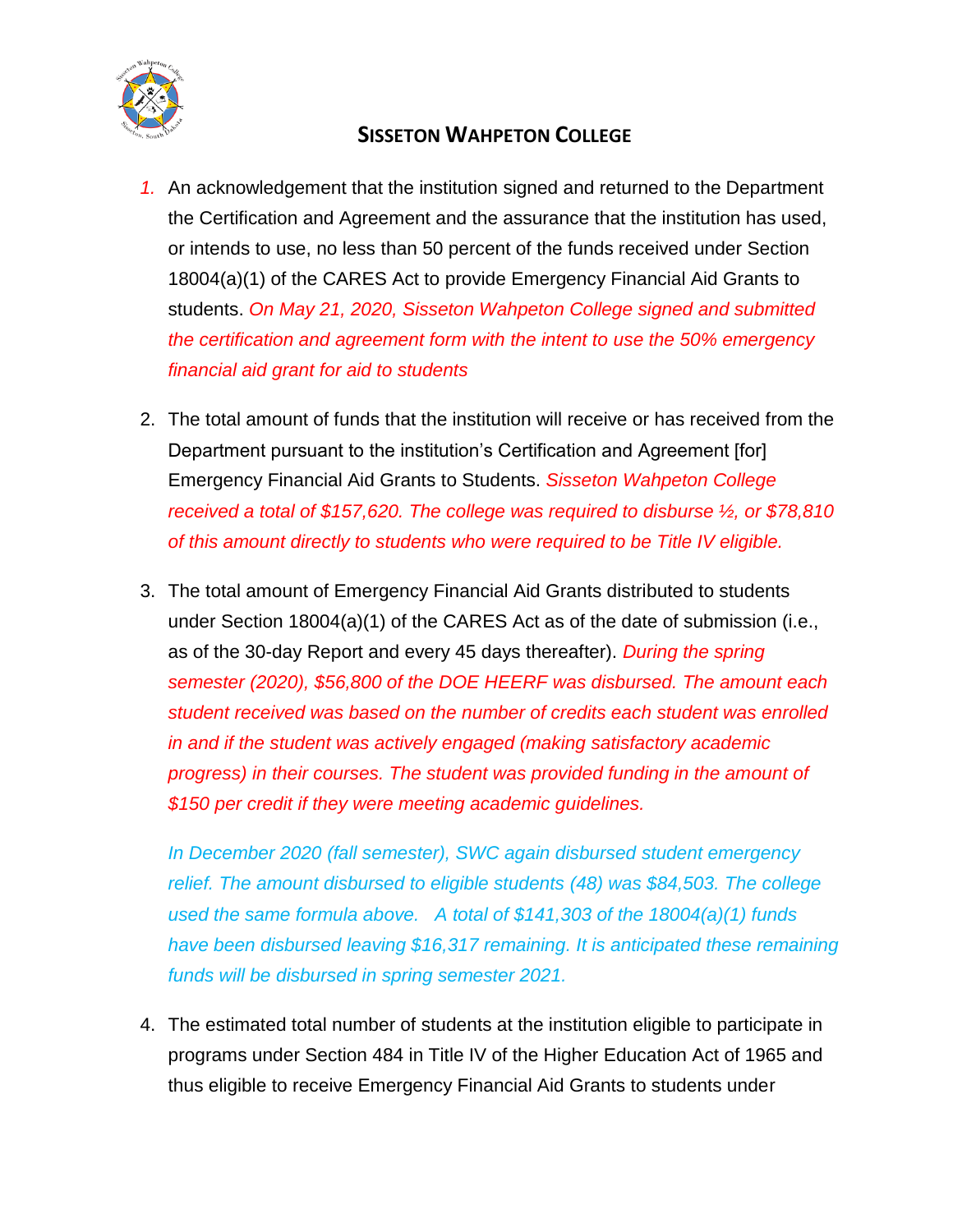# SISSETON WAHPETON COLLEGE

1. An acknowledgement that the institution signed and returned to the Department the Certification and Agreement and the assurance that the institution has used, or intends to use, no less than 50 percent of the funds received under Section 18004(a)(1) of the CARES Act to provide Emergency Financial Aid Grants to students. *On May 21, 2020, Sisseton Wahpeton College signed and submitted the certification and agreement form with the intent to use the 50% emergency financial aid grant for aid to students*

2. The total amount of funds that the institution will receive or has received from the Department pursuant to the institution's Certification and Agreement [for] Emergency Financial Aid Grants to Students. *Sisseton Wahpeton College received a total of $157,620. The college was required to disburse ½, or $78,810 of this amount directly to students who were required to be Title IV eligible.*

3. The total amount of Emergency Financial Aid Grants distributed to students under Section 18004(a)(1) of the CARES Act as of the date of submission (i.e., as of the 30-day Report and every 45 days thereafter). *During the spring semester (2020), $56,800 of the DOE HEERF was disbursed. The amount each student received was based on the number of credits each student was enrolled in and if the student was actively engaged (making satisfactory academic progress) in their courses. The student was provided funding in the amount of $150 per credit if they were meeting academic guidelines.*

   *In December 2020 (fall semester), SWC again disbursed student emergency relief. The amount disbursed to eligible students (48) was $84,503. The college used the same formula above. A total of $141,303 of the 18004(a)(1) funds have been disbursed leaving $16,317 remaining. It is anticipated these remaining funds will be disbursed in spring semester 2021.*

4. The estimated total number of students at the institution eligible to participate in programs under Section 484 in Title IV of the Higher Education Act of 1965 and thus eligible to receive Emergency Financial Aid Grants to students under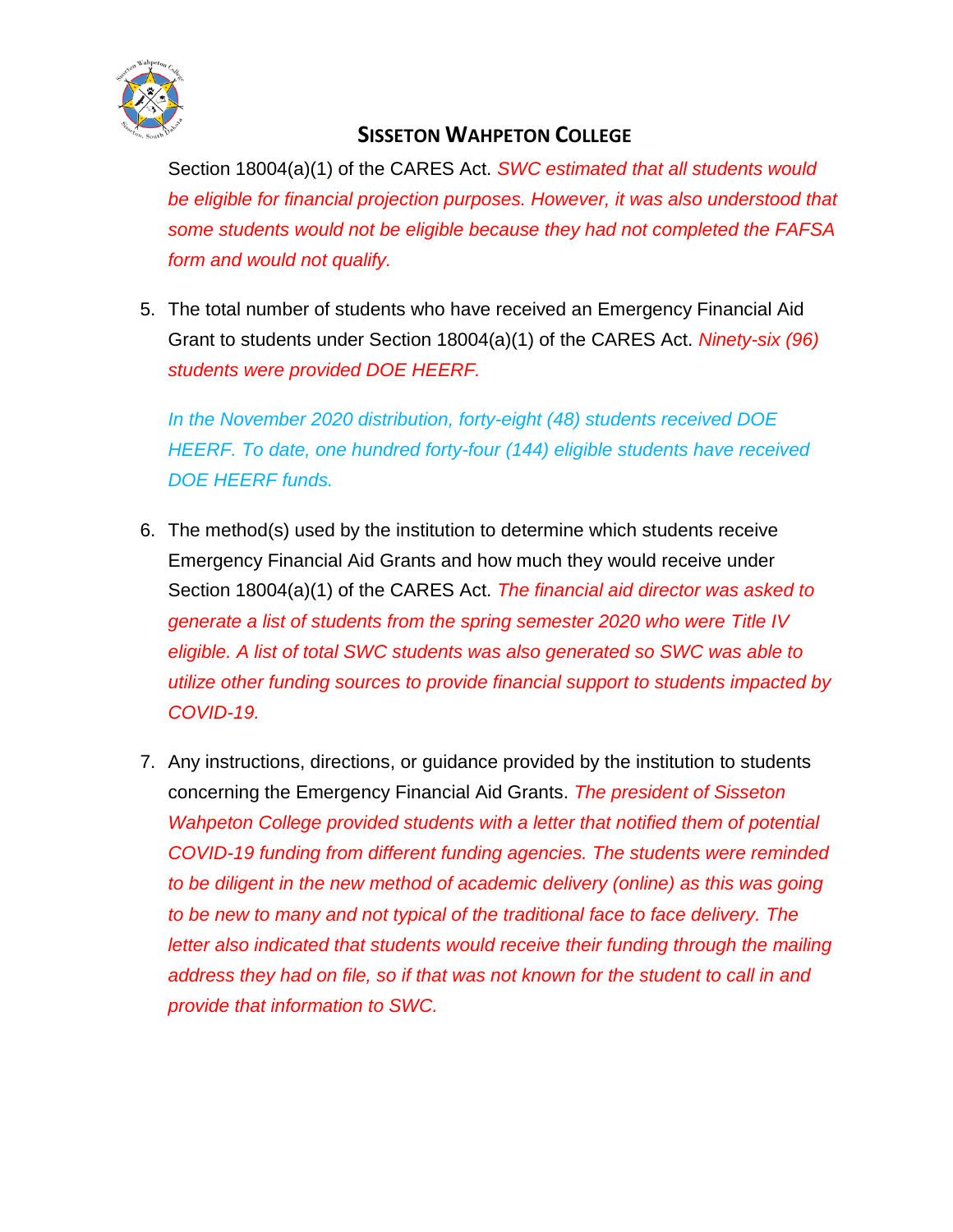Section 18004(a)(1) of the CARES Act. *SWC estimated that all students would be eligible for financial projection purposes. However, it was also understood that some students would not be eligible because they had not completed the FAFSA form and would not qualify.*

5. The total number of students who have received an Emergency Financial Aid Grant to students under Section 18004(a)(1) of the CARES Act. *Ninety-six (96) students were provided DOE HEERF.*

   *In the November 2020 distribution, forty-eight (48) students received DOE HEERF. To date, one hundred forty-four (144) eligible students have received DOE HEERF funds.*

6. The method(s) used by the institution to determine which students receive Emergency Financial Aid Grants and how much they would receive under Section 18004(a)(1) of the CARES Act. *The financial aid director was asked to generate a list of students from the spring semester 2020 who were Title IV eligible. A list of total SWC students was also generated so SWC was able to utilize other funding sources to provide financial support to students impacted by COVID-19.*

7. Any instructions, directions, or guidance provided by the institution to students concerning the Emergency Financial Aid Grants. *The president of Sisseton Wahpeton College provided students with a letter that notified them of potential COVID-19 funding from different funding agencies. The students were reminded to be diligent in the new method of academic delivery (online) as this was going to be new to many and not typical of the traditional face to face delivery. The letter also indicated that students would receive their funding through the mailing address they had on file, so if that was not known for the student to call in and provide that information to SWC.*